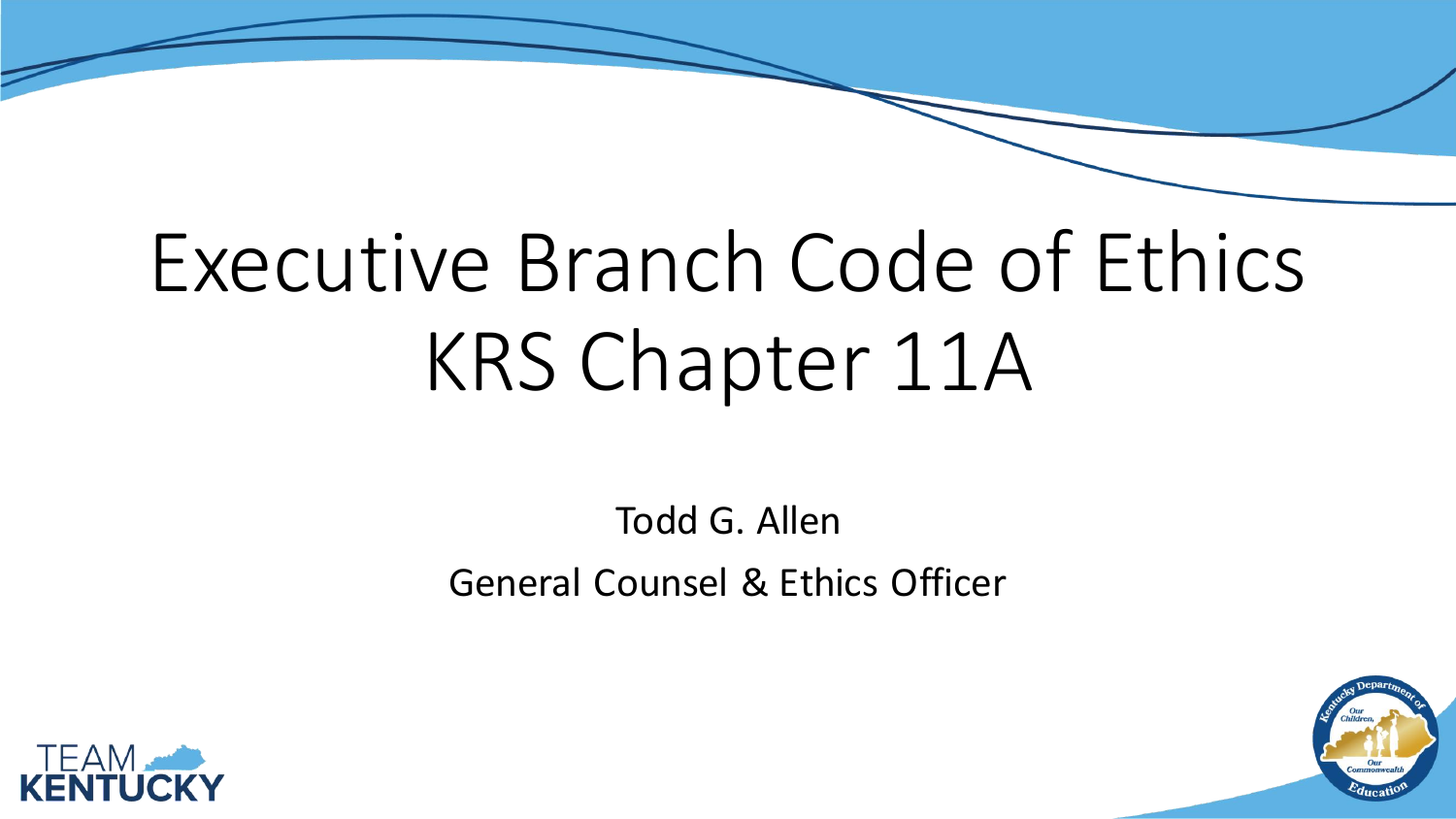# Executive Branch Code of Ethics
# KRS Chapter 11A

Todd G. Allen

General Counsel & Ethics Officer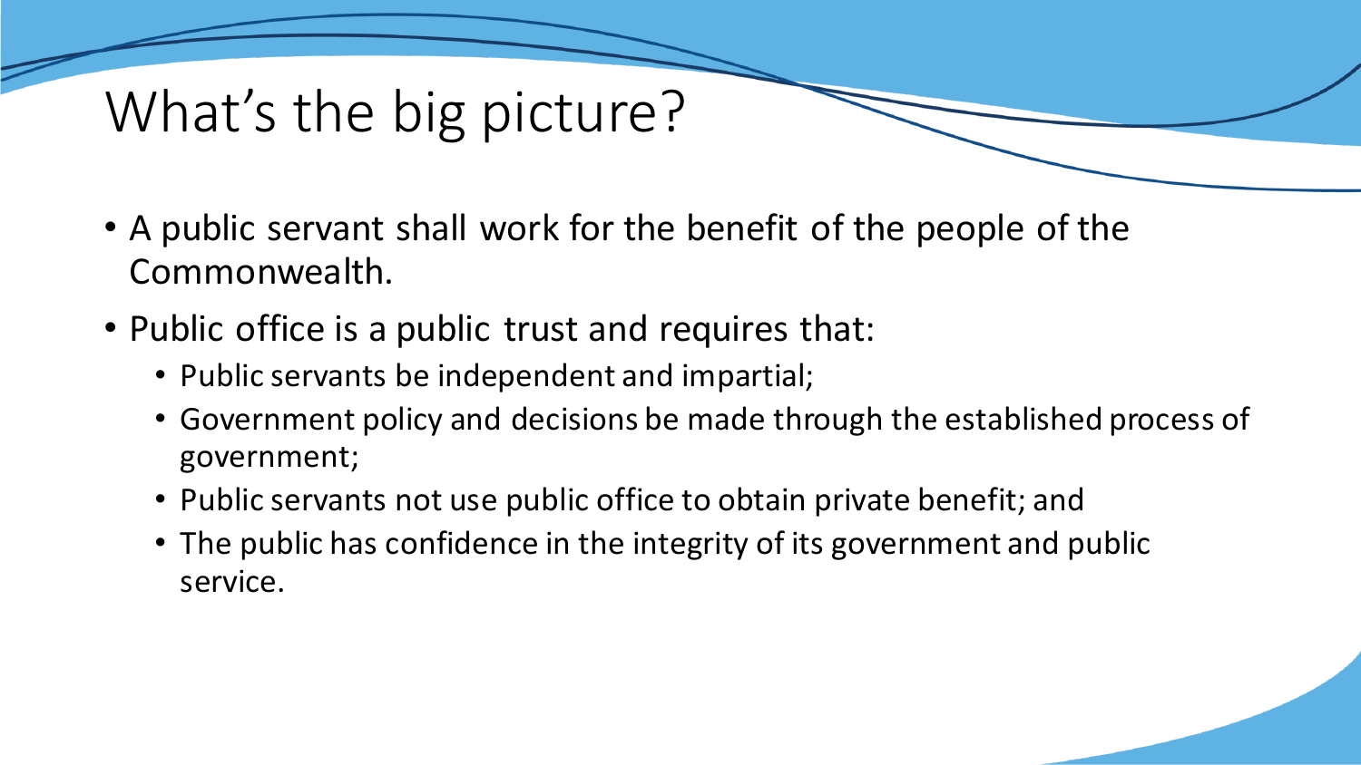# What's the big picture?

- A public servant shall work for the benefit of the people of the Commonwealth.
- Public office is a public trust and requires that:
  - Public servants be independent and impartial;
  - Government policy and decisions be made through the established process of government;
  - Public servants not use public office to obtain private benefit; and
  - The public has confidence in the integrity of its government and public service.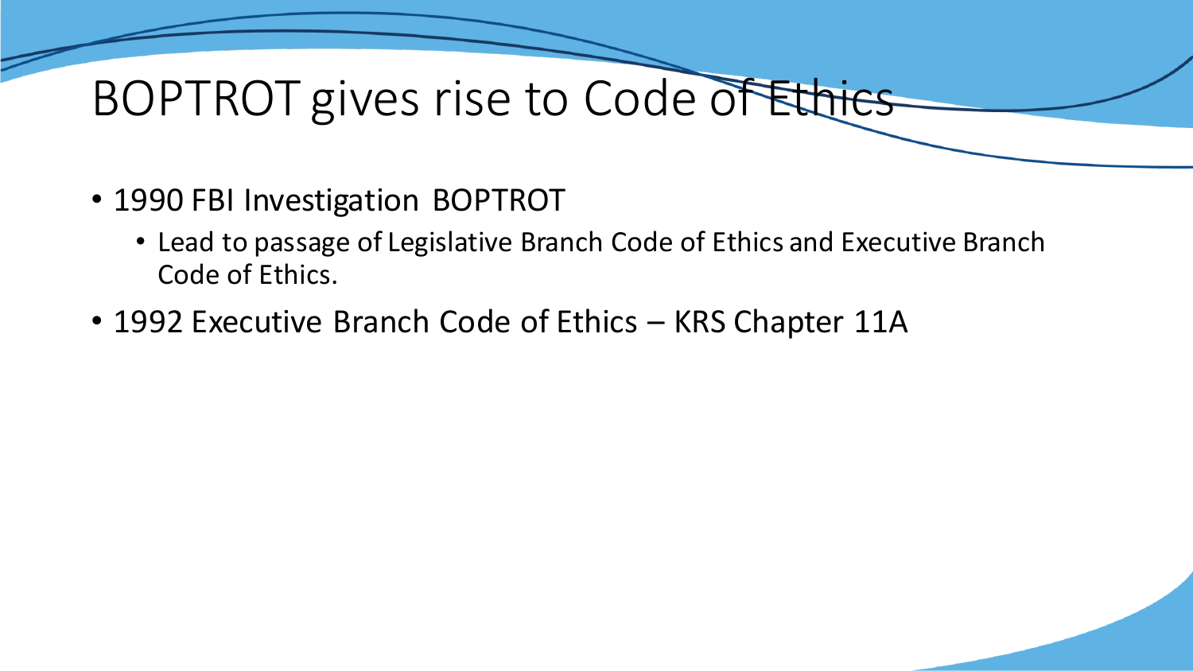# BOPTROT gives rise to Code of Ethics

- 1990 FBI Investigation BOPTROT
  - Lead to passage of Legislative Branch Code of Ethics and Executive Branch Code of Ethics.
- 1992 Executive Branch Code of Ethics – KRS Chapter 11A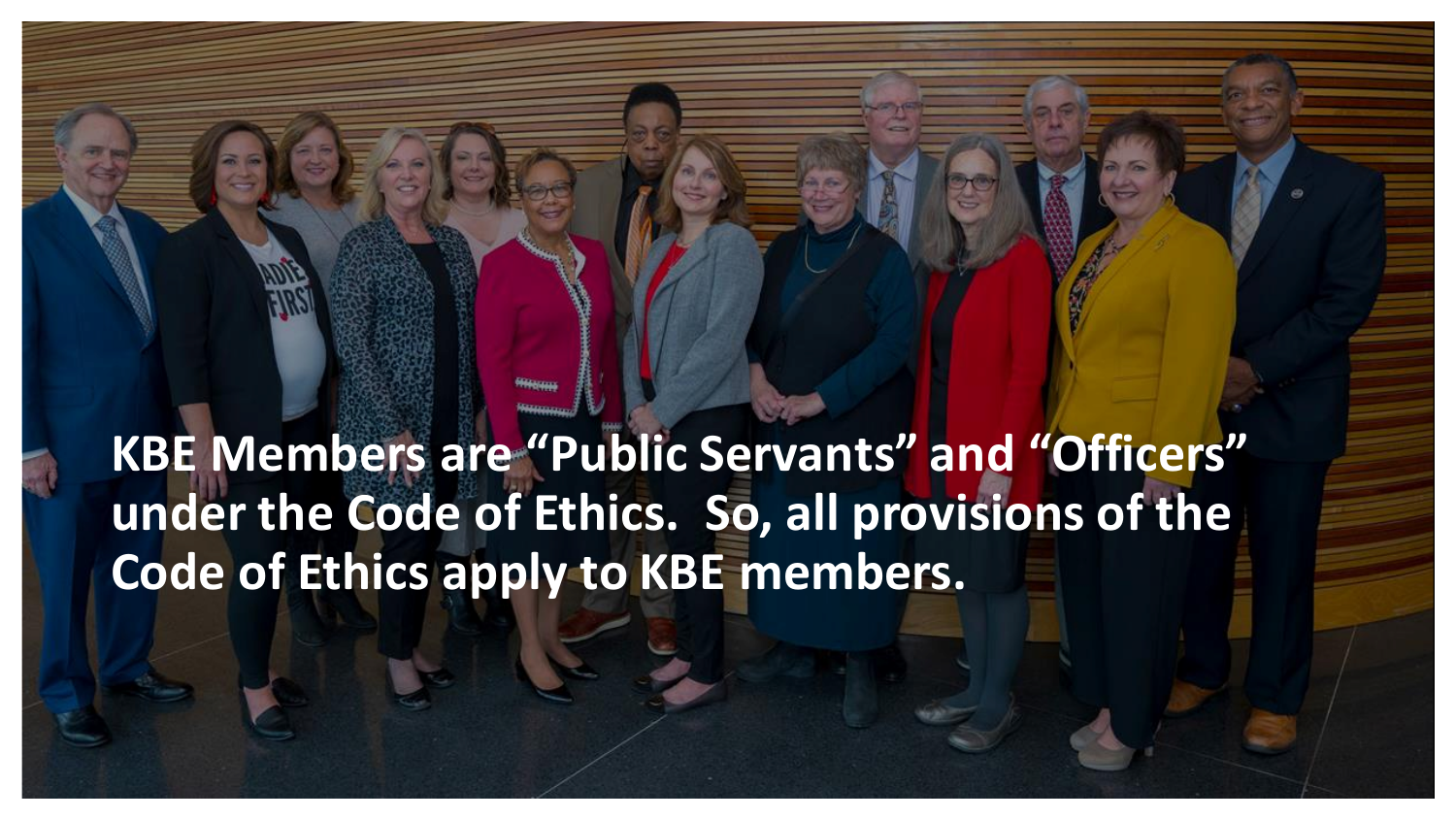**KBE Members are "Public Servants" and "Officers" under the Code of Ethics. So, all provisions of the Code of Ethics apply to KBE members.**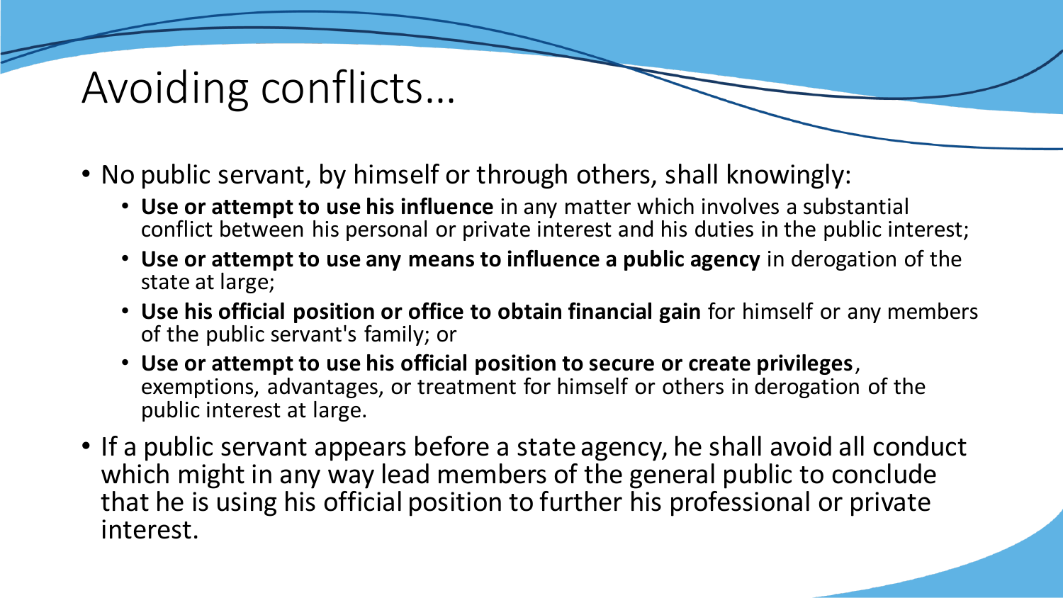# Avoiding conflicts…

- No public servant, by himself or through others, shall knowingly:
  - **Use or attempt to use his influence** in any matter which involves a substantial conflict between his personal or private interest and his duties in the public interest;
  - **Use or attempt to use any means to influence a public agency** in derogation of the state at large;
  - **Use his official position or office to obtain financial gain** for himself or any members of the public servant's family; or
  - **Use or attempt to use his official position to secure or create privileges**, exemptions, advantages, or treatment for himself or others in derogation of the public interest at large.
- If a public servant appears before a state agency, he shall avoid all conduct which might in any way lead members of the general public to conclude that he is using his official position to further his professional or private interest.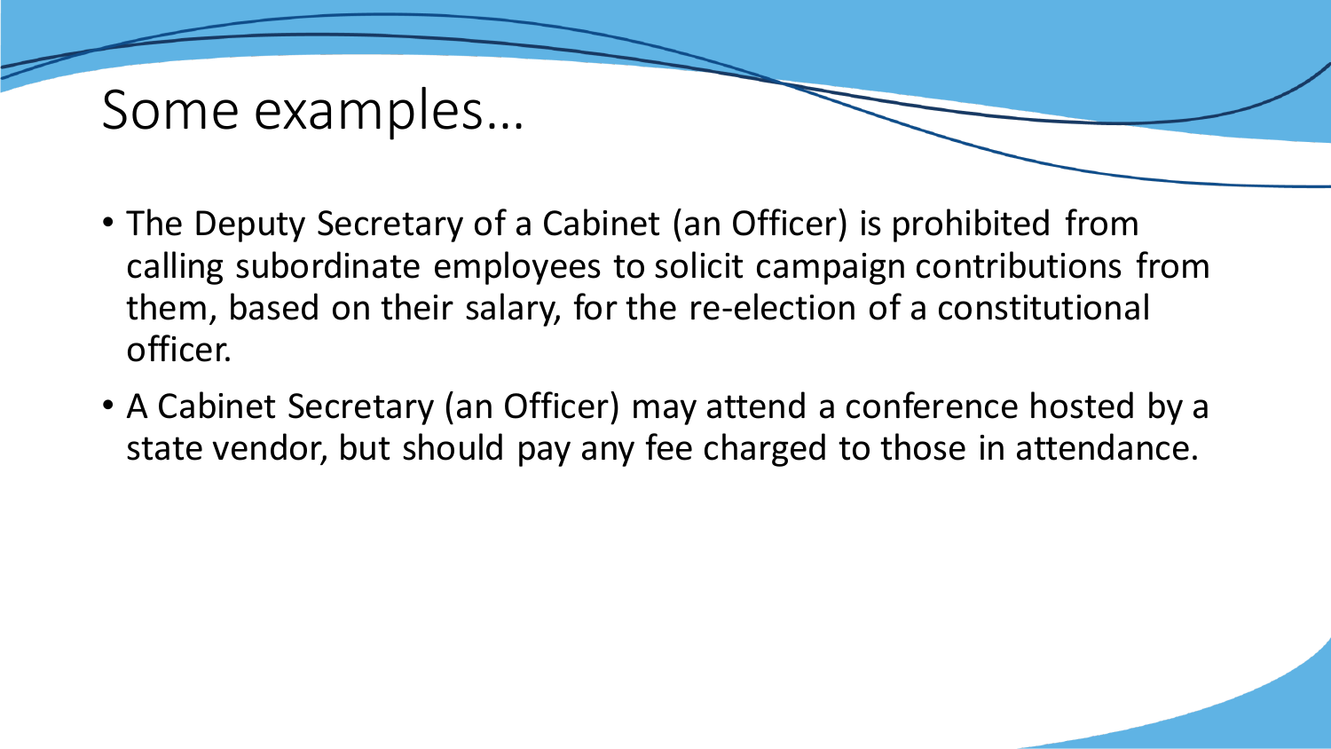# Some examples…

- The Deputy Secretary of a Cabinet (an Officer) is prohibited from calling subordinate employees to solicit campaign contributions from them, based on their salary, for the re-election of a constitutional officer.
- A Cabinet Secretary (an Officer) may attend a conference hosted by a state vendor, but should pay any fee charged to those in attendance.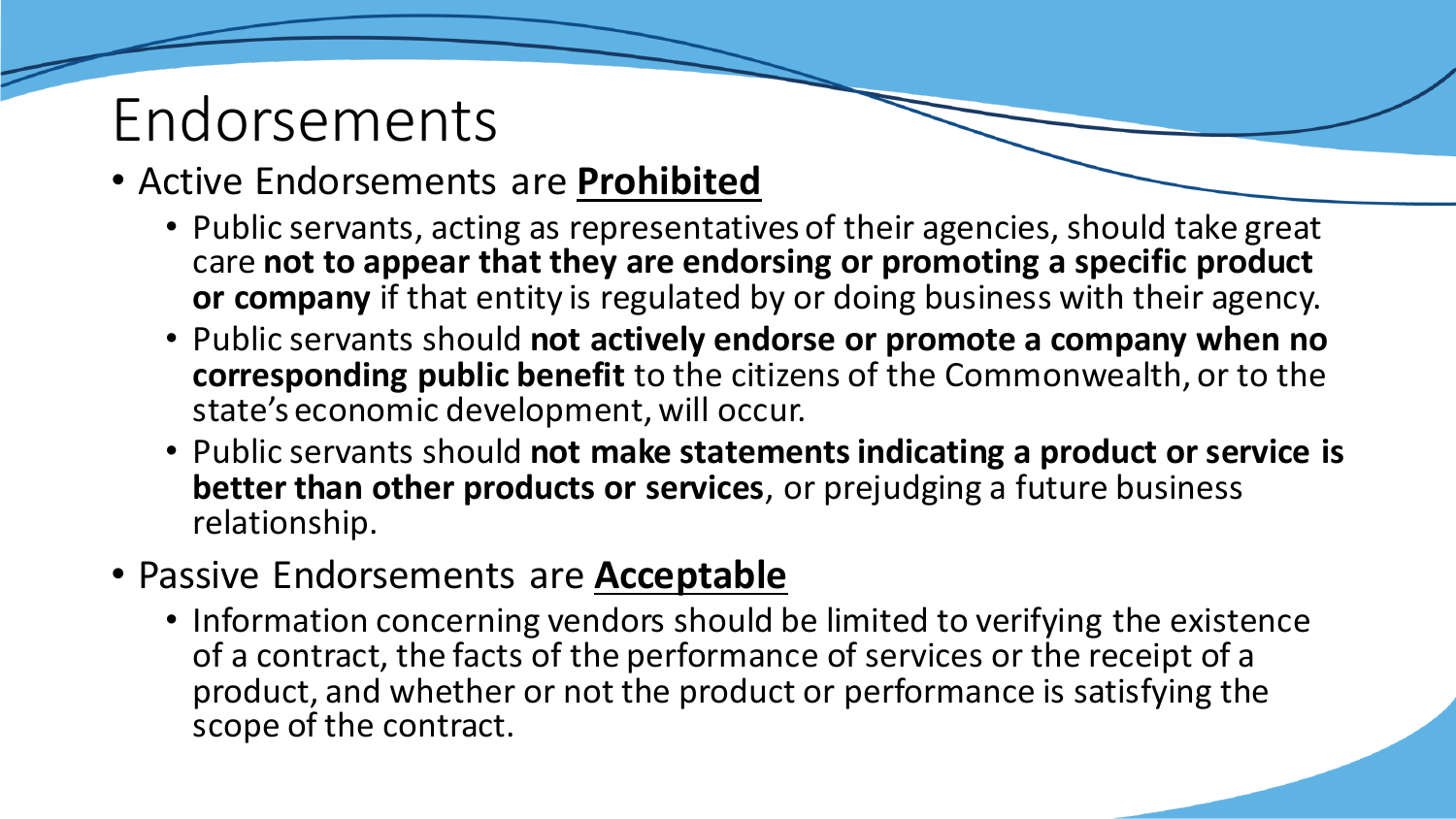# Endorsements

- Active Endorsements are **Prohibited**
  - Public servants, acting as representatives of their agencies, should take great care **not to appear that they are endorsing or promoting a specific product or company** if that entity is regulated by or doing business with their agency.
  - Public servants should **not actively endorse or promote a company when no corresponding public benefit** to the citizens of the Commonwealth, or to the state's economic development, will occur.
  - Public servants should **not make statements indicating a product or service is better than other products or services**, or prejudging a future business relationship.
- Passive Endorsements are **Acceptable**
  - Information concerning vendors should be limited to verifying the existence of a contract, the facts of the performance of services or the receipt of a product, and whether or not the product or performance is satisfying the scope of the contract.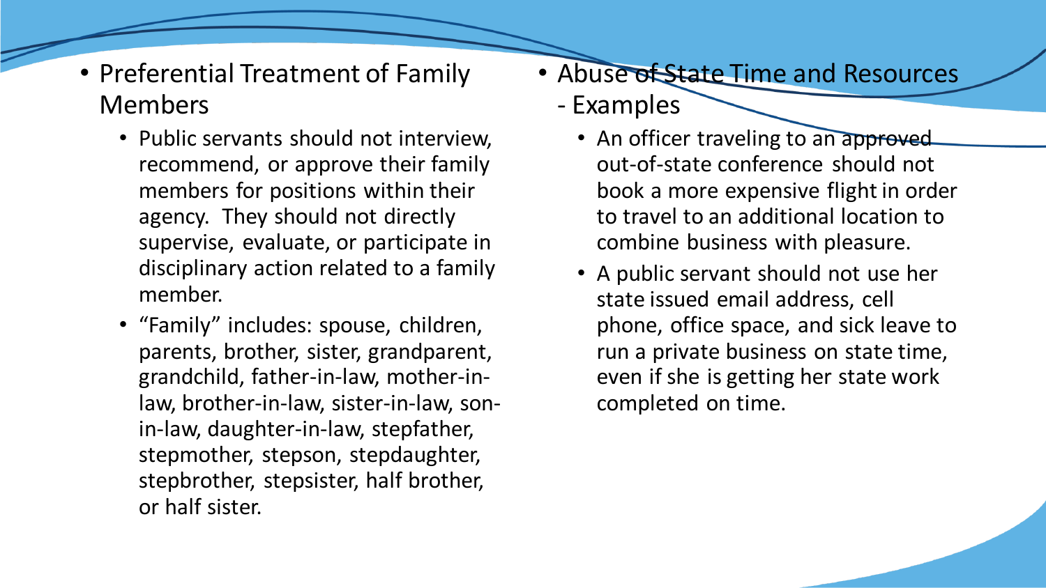- Preferential Treatment of Family Members
  - Public servants should not interview, recommend, or approve their family members for positions within their agency. They should not directly supervise, evaluate, or participate in disciplinary action related to a family member.
  - "Family" includes: spouse, children, parents, brother, sister, grandparent, grandchild, father-in-law, mother-in-law, brother-in-law, sister-in-law, son-in-law, daughter-in-law, stepfather, stepmother, stepson, stepdaughter, stepbrother, stepsister, half brother, or half sister.

- Abuse of State Time and Resources - Examples
  - An officer traveling to an approved out-of-state conference should not book a more expensive flight in order to travel to an additional location to combine business with pleasure.
  - A public servant should not use her state issued email address, cell phone, office space, and sick leave to run a private business on state time, even if she is getting her state work completed on time.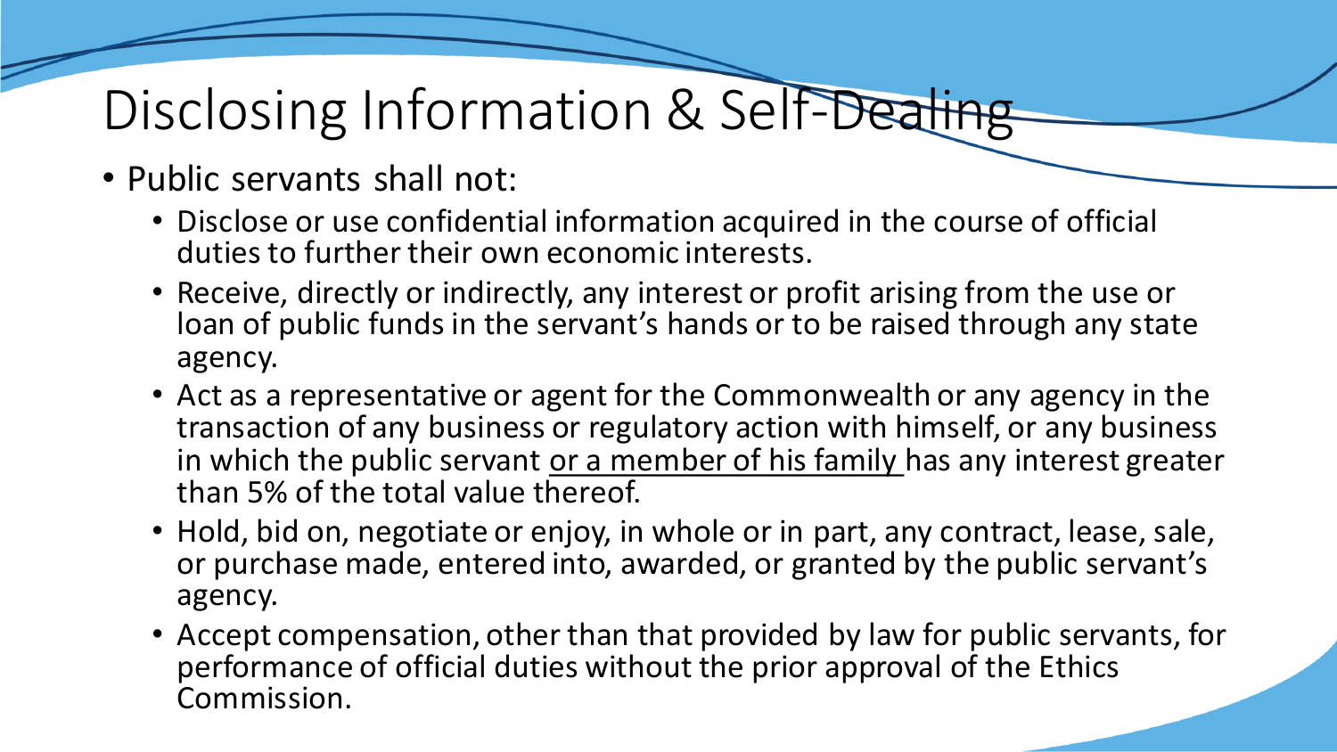# Disclosing Information & Self-Dealing

- Public servants shall not:
  - Disclose or use confidential information acquired in the course of official duties to further their own economic interests.
  - Receive, directly or indirectly, any interest or profit arising from the use or loan of public funds in the servant's hands or to be raised through any state agency.
  - Act as a representative or agent for the Commonwealth or any agency in the transaction of any business or regulatory action with himself, or any business in which the public servant <u>or a member of his family</u> has any interest greater than 5% of the total value thereof.
  - Hold, bid on, negotiate or enjoy, in whole or in part, any contract, lease, sale, or purchase made, entered into, awarded, or granted by the public servant's agency.
  - Accept compensation, other than that provided by law for public servants, for performance of official duties without the prior approval of the Ethics Commission.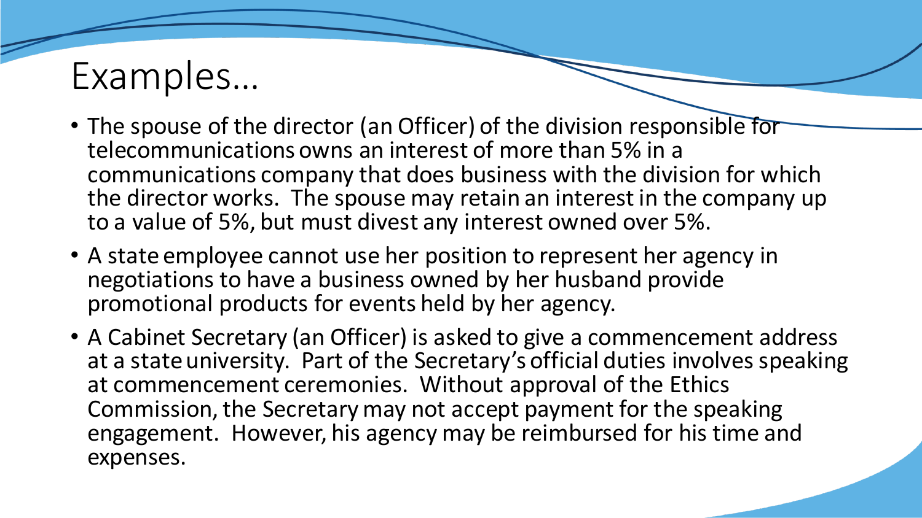# Examples…

- The spouse of the director (an Officer) of the division responsible for telecommunications owns an interest of more than 5% in a communications company that does business with the division for which the director works. The spouse may retain an interest in the company up to a value of 5%, but must divest any interest owned over 5%.
- A state employee cannot use her position to represent her agency in negotiations to have a business owned by her husband provide promotional products for events held by her agency.
- A Cabinet Secretary (an Officer) is asked to give a commencement address at a state university. Part of the Secretary's official duties involves speaking at commencement ceremonies. Without approval of the Ethics Commission, the Secretary may not accept payment for the speaking engagement. However, his agency may be reimbursed for his time and expenses.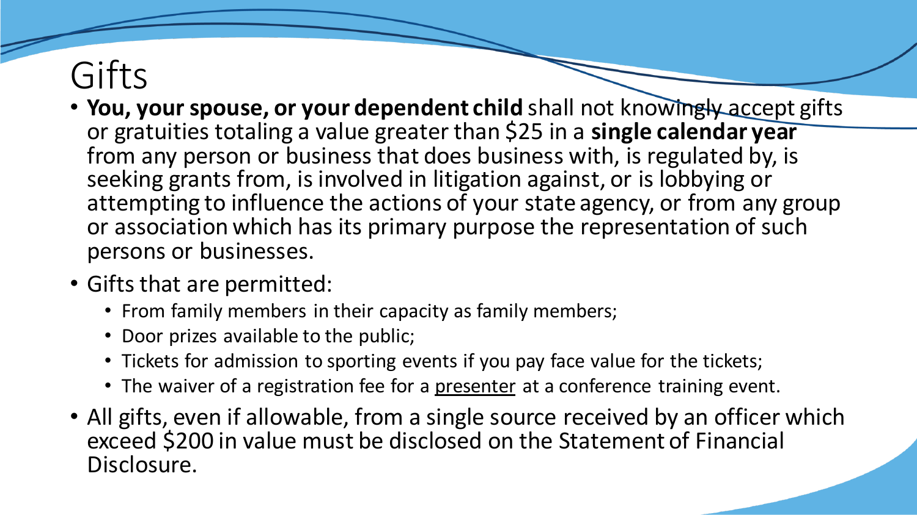# Gifts

- **You, your spouse, or your dependent child** shall not knowingly accept gifts or gratuities totaling a value greater than $25 in a **single calendar year** from any person or business that does business with, is regulated by, is seeking grants from, is involved in litigation against, or is lobbying or attempting to influence the actions of your state agency, or from any group or association which has its primary purpose the representation of such persons or businesses.
- Gifts that are permitted:
  - From family members in their capacity as family members;
  - Door prizes available to the public;
  - Tickets for admission to sporting events if you pay face value for the tickets;
  - The waiver of a registration fee for a <u>presenter</u> at a conference training event.
- All gifts, even if allowable, from a single source received by an officer which exceed $200 in value must be disclosed on the Statement of Financial Disclosure.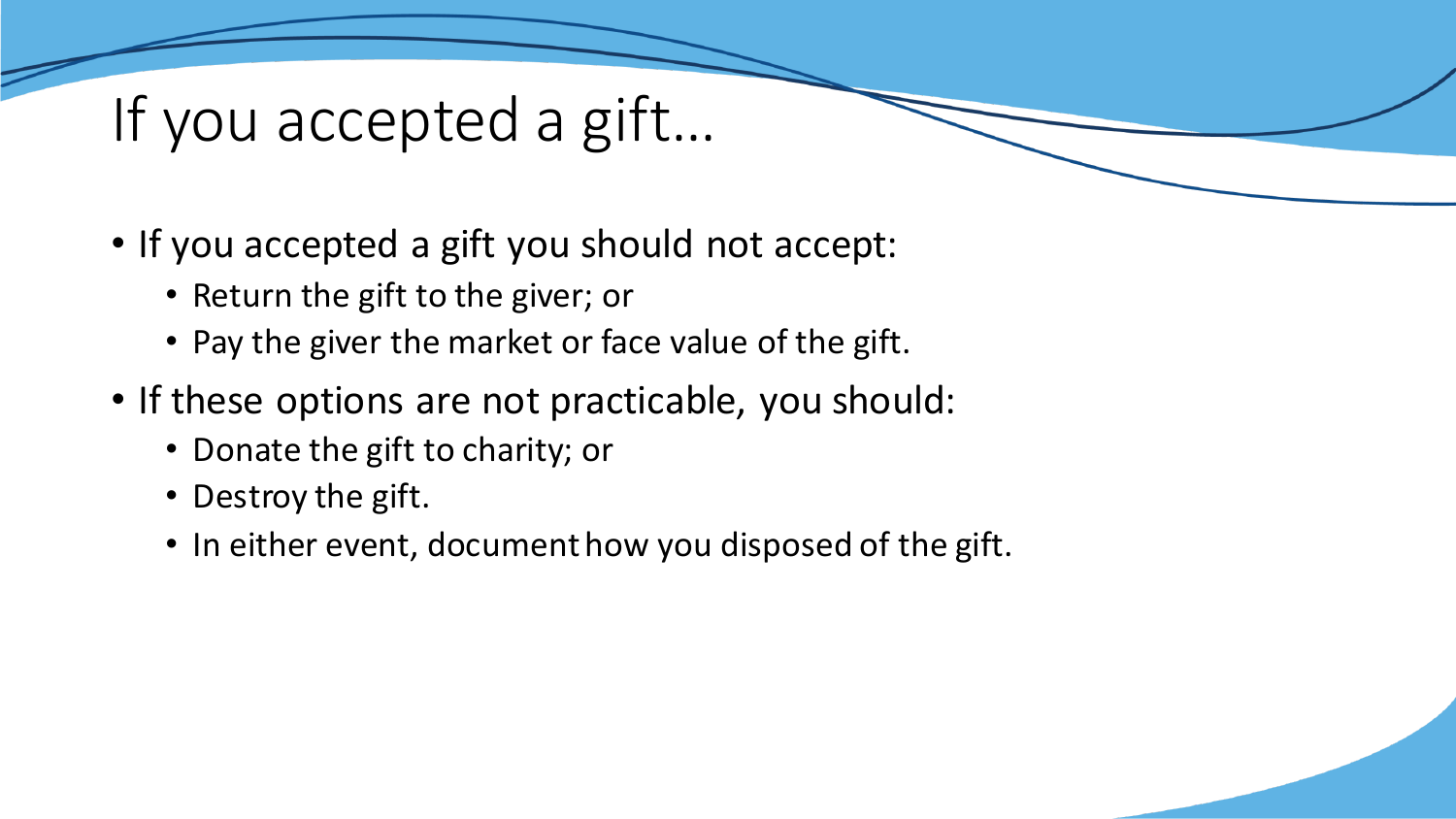# If you accepted a gift…

- If you accepted a gift you should not accept:
  - Return the gift to the giver; or
  - Pay the giver the market or face value of the gift.
- If these options are not practicable, you should:
  - Donate the gift to charity; or
  - Destroy the gift.
  - In either event, document how you disposed of the gift.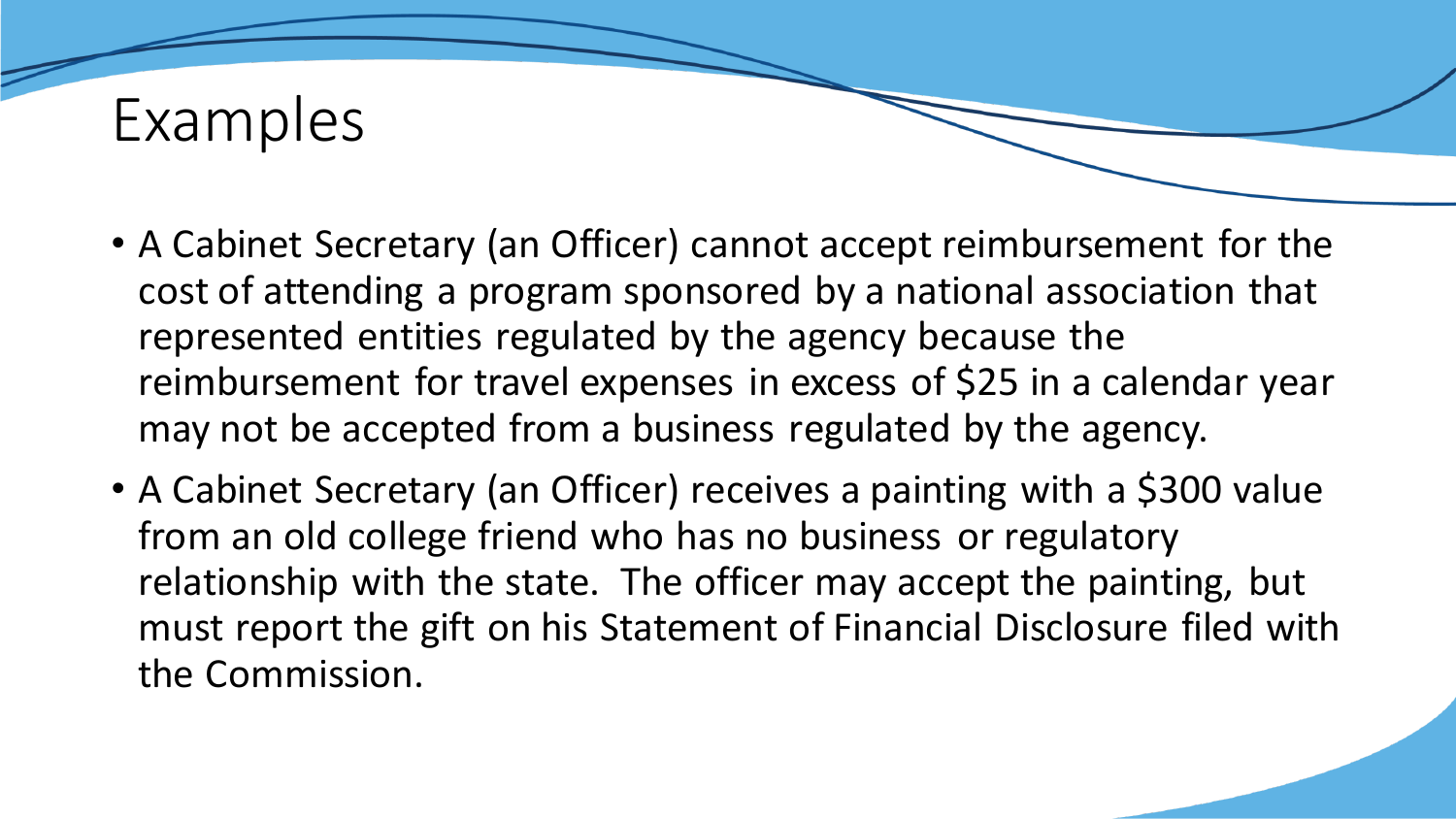# Examples

- A Cabinet Secretary (an Officer) cannot accept reimbursement for the cost of attending a program sponsored by a national association that represented entities regulated by the agency because the reimbursement for travel expenses in excess of $25 in a calendar year may not be accepted from a business regulated by the agency.
- A Cabinet Secretary (an Officer) receives a painting with a $300 value from an old college friend who has no business or regulatory relationship with the state. The officer may accept the painting, but must report the gift on his Statement of Financial Disclosure filed with the Commission.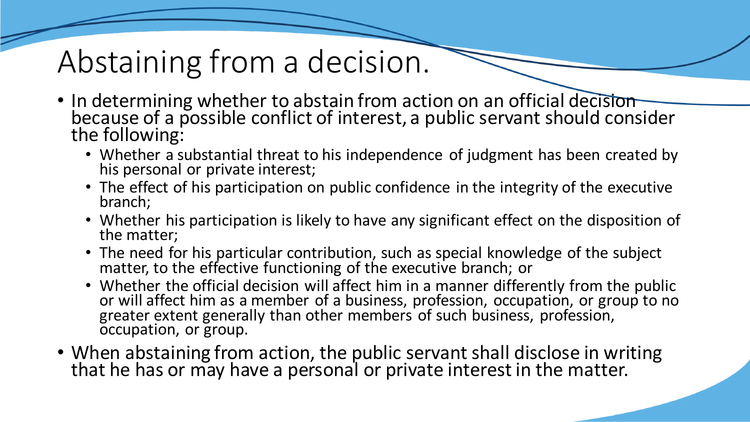# Abstaining from a decision.

- In determining whether to abstain from action on an official decision because of a possible conflict of interest, a public servant should consider the following:
  - Whether a substantial threat to his independence of judgment has been created by his personal or private interest;
  - The effect of his participation on public confidence in the integrity of the executive branch;
  - Whether his participation is likely to have any significant effect on the disposition of the matter;
  - The need for his particular contribution, such as special knowledge of the subject matter, to the effective functioning of the executive branch; or
  - Whether the official decision will affect him in a manner differently from the public or will affect him as a member of a business, profession, occupation, or group to no greater extent generally than other members of such business, profession, occupation, or group.
- When abstaining from action, the public servant shall disclose in writing that he has or may have a personal or private interest in the matter.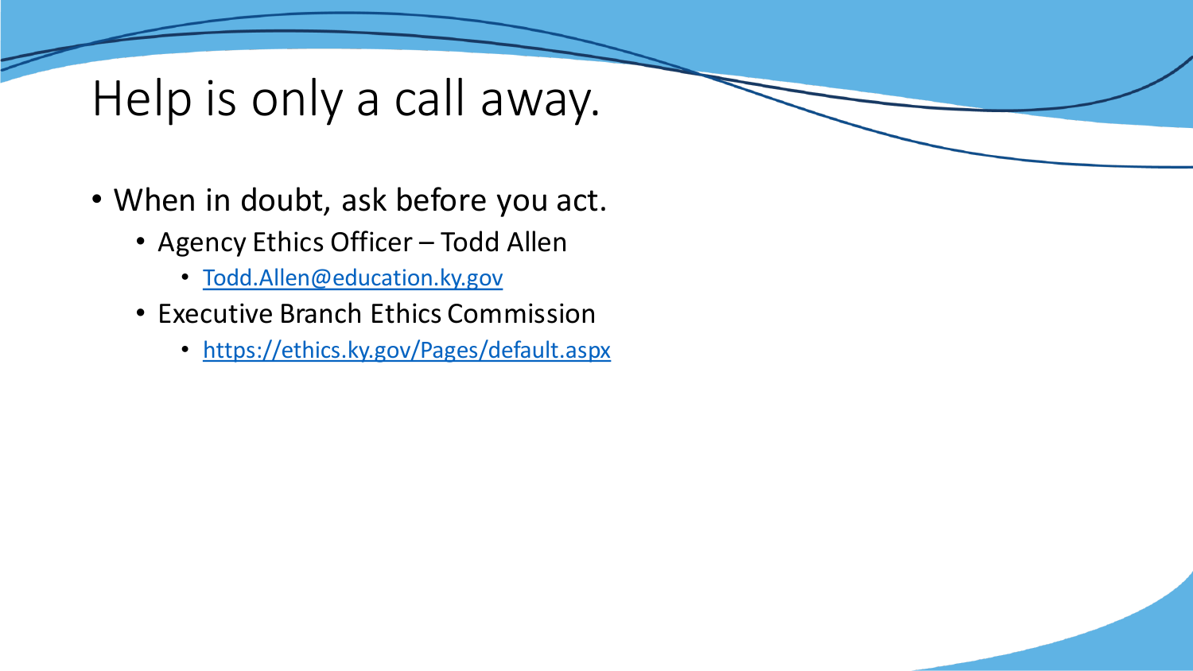# Help is only a call away.

- When in doubt, ask before you act.
  - Agency Ethics Officer – Todd Allen
    - Todd.Allen@education.ky.gov
  - Executive Branch Ethics Commission
    - https://ethics.ky.gov/Pages/default.aspx